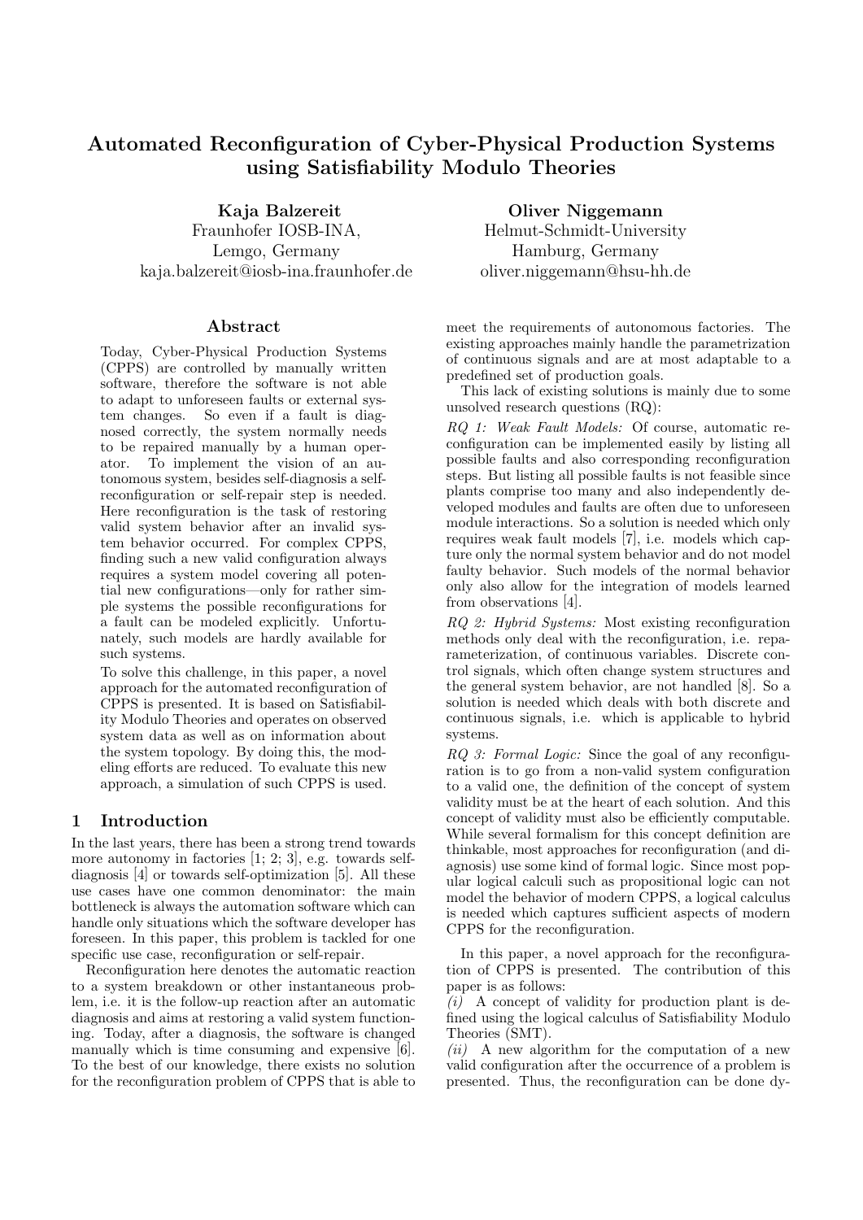# Automated Reconfiguration of Cyber-Physical Production Systems using Satisfiability Modulo Theories

**Kaja Balzereit**
Fraunhofer IOSB-INA,
Lemgo, Germany
kaja.balzereit@iosb-ina.fraunhofer.de

**Oliver Niggemann**
Helmut-Schmidt-University
Hamburg, Germany
oliver.niggemann@hsu-hh.de

## Abstract

Today, Cyber-Physical Production Systems (CPPS) are controlled by manually written software, therefore the software is not able to adapt to unforeseen faults or external system changes. So even if a fault is diagnosed correctly, the system normally needs to be repaired manually by a human operator. To implement the vision of an autonomous system, besides self-diagnosis a self-reconfiguration or self-repair step is needed. Here reconfiguration is the task of restoring valid system behavior after an invalid system behavior occurred. For complex CPPS, finding such a new valid configuration always requires a system model covering all potential new configurations—only for rather simple systems the possible reconfigurations for a fault can be modeled explicitly. Unfortunately, such models are hardly available for such systems.

To solve this challenge, in this paper, a novel approach for the automated reconfiguration of CPPS is presented. It is based on Satisfiability Modulo Theories and operates on observed system data as well as on information about the system topology. By doing this, the modeling efforts are reduced. To evaluate this new approach, a simulation of such CPPS is used.

## 1 Introduction

In the last years, there has been a strong trend towards more autonomy in factories [1; 2; 3], e.g. towards self-diagnosis [4] or towards self-optimization [5]. All these use cases have one common denominator: the main bottleneck is always the automation software which can handle only situations which the software developer has foreseen. In this paper, this problem is tackled for one specific use case, reconfiguration or self-repair.

Reconfiguration here denotes the automatic reaction to a system breakdown or other instantaneous problem, i.e. it is the follow-up reaction after an automatic diagnosis and aims at restoring a valid system functioning. Today, after a diagnosis, the software is changed manually which is time consuming and expensive [6]. To the best of our knowledge, there exists no solution for the reconfiguration problem of CPPS that is able to meet the requirements of autonomous factories. The existing approaches mainly handle the parametrization of continuous signals and are at most adaptable to a predefined set of production goals.

This lack of existing solutions is mainly due to some unsolved research questions (RQ):

*RQ 1: Weak Fault Models:* Of course, automatic reconfiguration can be implemented easily by listing all possible faults and also corresponding reconfiguration steps. But listing all possible faults is not feasible since plants comprise too many and also independently developed modules and faults are often due to unforeseen module interactions. So a solution is needed which only requires weak fault models [7], i.e. models which capture only the normal system behavior and do not model faulty behavior. Such models of the normal behavior only also allow for the integration of models learned from observations [4].

*RQ 2: Hybrid Systems:* Most existing reconfiguration methods only deal with the reconfiguration, i.e. reparameterization, of continuous variables. Discrete control signals, which often change system structures and the general system behavior, are not handled [8]. So a solution is needed which deals with both discrete and continuous signals, i.e. which is applicable to hybrid systems.

*RQ 3: Formal Logic:* Since the goal of any reconfiguration is to go from a non-valid system configuration to a valid one, the definition of the concept of system validity must be at the heart of each solution. And this concept of validity must also be efficiently computable. While several formalism for this concept definition are thinkable, most approaches for reconfiguration (and diagnosis) use some kind of formal logic. Since most popular logical calculi such as propositional logic can not model the behavior of modern CPPS, a logical calculus is needed which captures sufficient aspects of modern CPPS for the reconfiguration.

In this paper, a novel approach for the reconfiguration of CPPS is presented. The contribution of this paper is as follows:

*(i)* A concept of validity for production plant is defined using the logical calculus of Satisfiability Modulo Theories (SMT).

*(ii)* A new algorithm for the computation of a new valid configuration after the occurrence of a problem is presented. Thus, the reconfiguration can be done dy-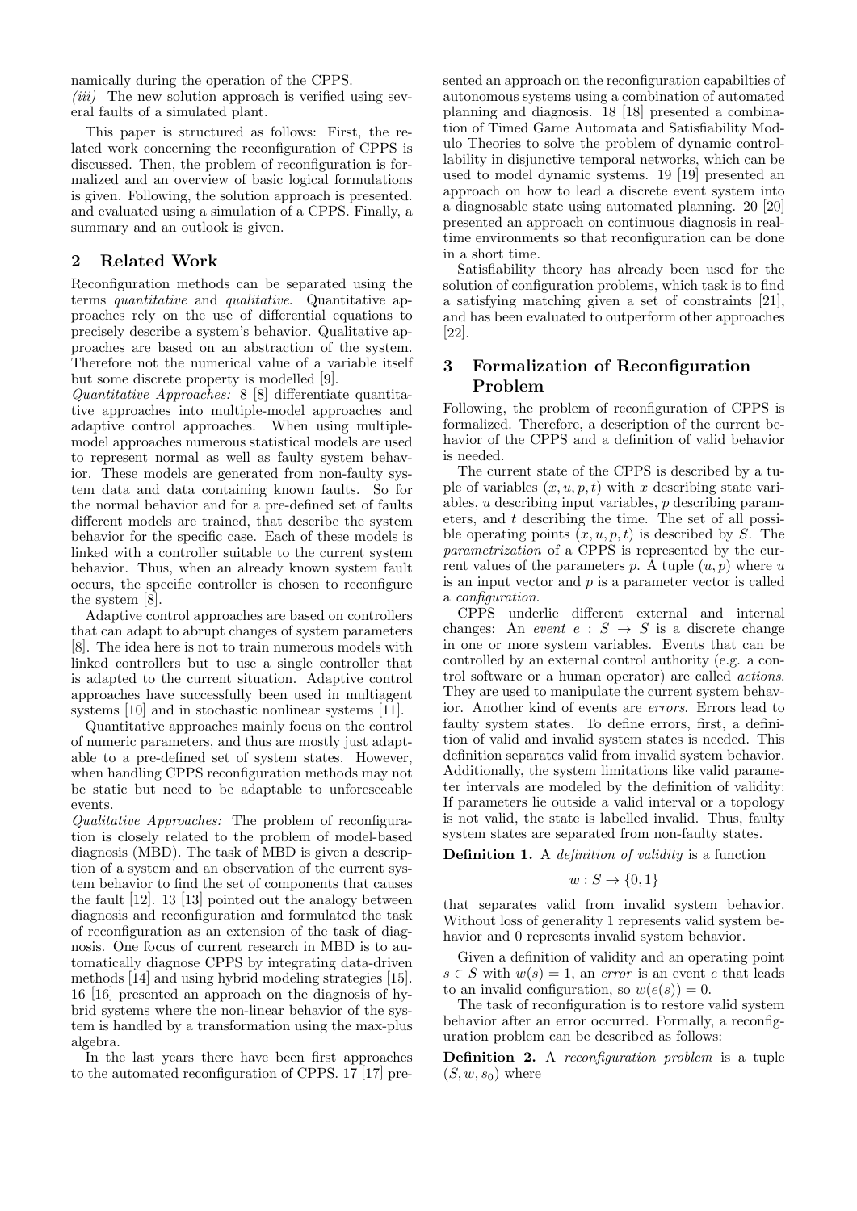namically during the operation of the CPPS.
*(iii)* The new solution approach is verified using several faults of a simulated plant.

This paper is structured as follows: First, the related work concerning the reconfiguration of CPPS is discussed. Then, the problem of reconfiguration is formalized and an overview of basic logical formulations is given. Following, the solution approach is presented. and evaluated using a simulation of a CPPS. Finally, a summary and an outlook is given.

## 2 Related Work

Reconfiguration methods can be separated using the terms *quantitative* and *qualitative*. Quantitative approaches rely on the use of differential equations to precisely describe a system's behavior. Qualitative approaches are based on an abstraction of the system. Therefore not the numerical value of a variable itself but some discrete property is modelled [9].

*Quantitative Approaches:* 8 [8] differentiate quantitative approaches into multiple-model approaches and adaptive control approaches. When using multiple-model approaches numerous statistical models are used to represent normal as well as faulty system behavior. These models are generated from non-faulty system data and data containing known faults. So for the normal behavior and for a pre-defined set of faults different models are trained, that describe the system behavior for the specific case. Each of these models is linked with a controller suitable to the current system behavior. Thus, when an already known system fault occurs, the specific controller is chosen to reconfigure the system [8].

Adaptive control approaches are based on controllers that can adapt to abrupt changes of system parameters [8]. The idea here is not to train numerous models with linked controllers but to use a single controller that is adapted to the current situation. Adaptive control approaches have successfully been used in multiagent systems [10] and in stochastic nonlinear systems [11].

Quantitative approaches mainly focus on the control of numeric parameters, and thus are mostly just adaptable to a pre-defined set of system states. However, when handling CPPS reconfiguration methods may not be static but need to be adaptable to unforeseeable events.

*Qualitative Approaches:* The problem of reconfiguration is closely related to the problem of model-based diagnosis (MBD). The task of MBD is given a description of a system and an observation of the current system behavior to find the set of components that causes the fault [12]. 13 [13] pointed out the analogy between diagnosis and reconfiguration and formulated the task of reconfiguration as an extension of the task of diagnosis. One focus of current research in MBD is to automatically diagnose CPPS by integrating data-driven methods [14] and using hybrid modeling strategies [15]. 16 [16] presented an approach on the diagnosis of hybrid systems where the non-linear behavior of the system is handled by a transformation using the max-plus algebra.

In the last years there have been first approaches to the automated reconfiguration of CPPS. 17 [17] presented an approach on the reconfiguration capabilties of autonomous systems using a combination of automated planning and diagnosis. 18 [18] presented a combination of Timed Game Automata and Satisfiability Modulo Theories to solve the problem of dynamic controllability in disjunctive temporal networks, which can be used to model dynamic systems. 19 [19] presented an approach on how to lead a discrete event system into a diagnosable state using automated planning. 20 [20] presented an approach on continuous diagnosis in real-time environments so that reconfiguration can be done in a short time.

Satisfiability theory has already been used for the solution of configuration problems, which task is to find a satisfying matching given a set of constraints [21], and has been evaluated to outperform other approaches [22].

## 3 Formalization of Reconfiguration Problem

Following, the problem of reconfiguration of CPPS is formalized. Therefore, a description of the current behavior of the CPPS and a definition of valid behavior is needed.

The current state of the CPPS is described by a tuple of variables $(x, u, p, t)$ with $x$ describing state variables, $u$ describing input variables, $p$ describing parameters, and $t$ describing the time. The set of all possible operating points $(x, u, p, t)$ is described by $S$. The *parametrization* of a CPPS is represented by the current values of the parameters $p$. A tuple $(u, p)$ where $u$ is an input vector and $p$ is a parameter vector is called a *configuration*.

CPPS underlie different external and internal changes: An *event* $e : S \rightarrow S$ is a discrete change in one or more system variables. Events that can be controlled by an external control authority (e.g. a control software or a human operator) are called *actions*. They are used to manipulate the current system behavior. Another kind of events are *errors*. Errors lead to faulty system states. To define errors, first, a definition of valid and invalid system states is needed. This definition separates valid from invalid system behavior. Additionally, the system limitations like valid parameter intervals are modeled by the definition of validity: If parameters lie outside a valid interval or a topology is not valid, the state is labelled invalid. Thus, faulty system states are separated from non-faulty states.

**Definition 1.** A *definition of validity* is a function

$$w : S \rightarrow \{0, 1\}$$

that separates valid from invalid system behavior. Without loss of generality 1 represents valid system behavior and 0 represents invalid system behavior.

Given a definition of validity and an operating point $s \in S$ with $w(s) = 1$, an *error* is an event $e$ that leads to an invalid configuration, so $w(e(s)) = 0$.

The task of reconfiguration is to restore valid system behavior after an error occurred. Formally, a reconfiguration problem can be described as follows:

**Definition 2.** A *reconfiguration problem* is a tuple $(S, w, s_0)$ where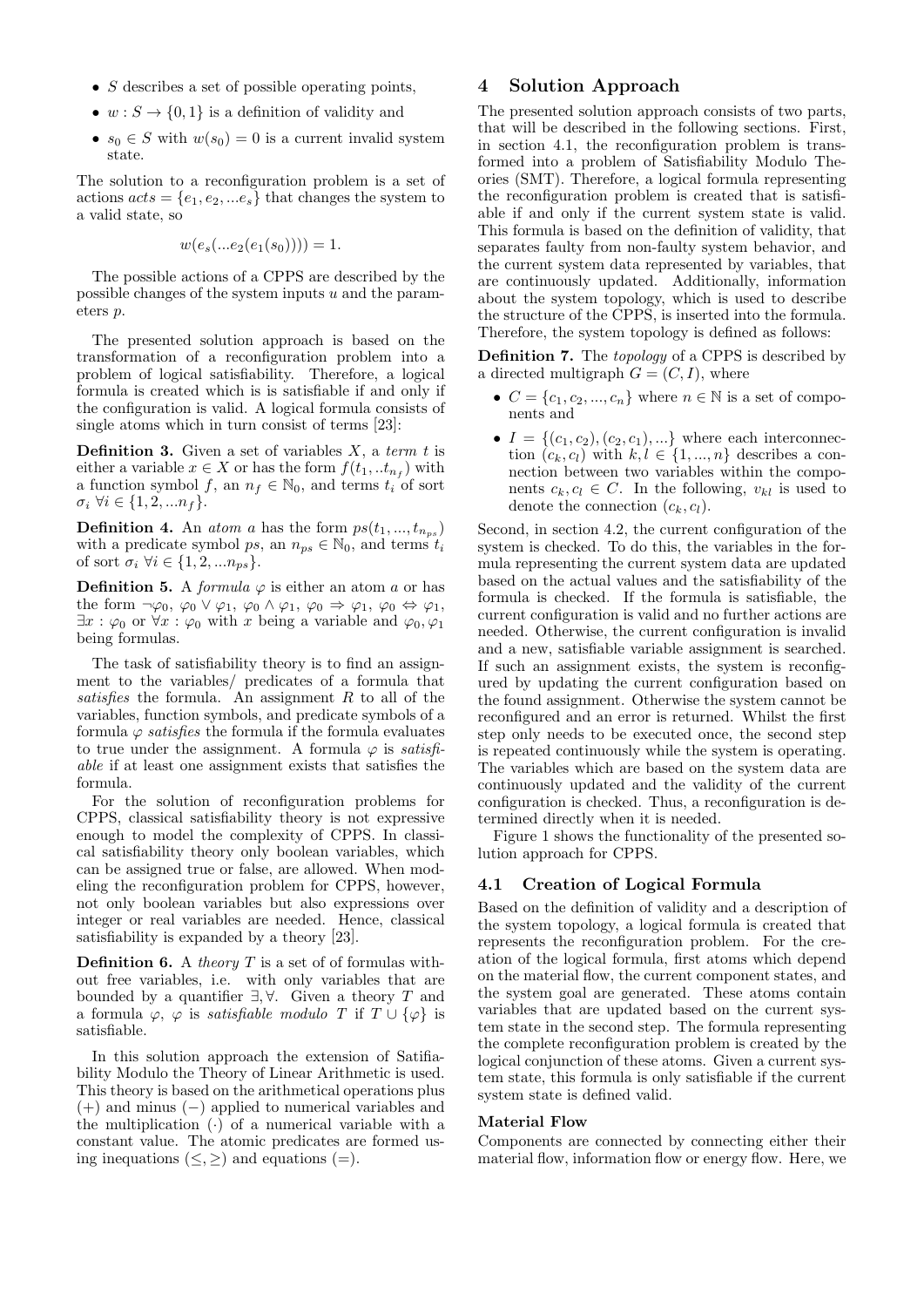- $S$ describes a set of possible operating points,
- $w : S \to \{0, 1\}$ is a definition of validity and
- $s_0 \in S$ with $w(s_0) = 0$ is a current invalid system state.

The solution to a reconfiguration problem is a set of actions $acts = \{e_1, e_2, ...e_s\}$ that changes the system to a valid state, so

$$w(e_s(...e_2(e_1(s_0)))) = 1.$$

The possible actions of a CPPS are described by the possible changes of the system inputs $u$ and the parameters $p$.

The presented solution approach is based on the transformation of a reconfiguration problem into a problem of logical satisfiability. Therefore, a logical formula is created which is is satisfiable if and only if the configuration is valid. A logical formula consists of single atoms which in turn consist of terms [23]:

**Definition 3.** Given a set of variables $X$, a *term* $t$ is either a variable $x \in X$ or has the form $f(t_1, ..t_{n_f})$ with a function symbol $f$, an $n_f \in \mathbb{N}_0$, and terms $t_i$ of sort $\sigma_i$ $\forall i \in \{1, 2, ...n_f\}$.

**Definition 4.** An *atom* $a$ has the form $ps(t_1, ..., t_{n_{ps}})$ with a predicate symbol $ps$, an $n_{ps} \in \mathbb{N}_0$, and terms $t_i$ of sort $\sigma_i$ $\forall i \in \{1, 2, ...n_{ps}\}$.

**Definition 5.** A *formula* $\varphi$ is either an atom $a$ or has the form $\neg\varphi_0$, $\varphi_0 \vee \varphi_1$, $\varphi_0 \wedge \varphi_1$, $\varphi_0 \Rightarrow \varphi_1$, $\varphi_0 \Leftrightarrow \varphi_1$, $\exists x : \varphi_0$ or $\forall x : \varphi_0$ with $x$ being a variable and $\varphi_0, \varphi_1$ being formulas.

The task of satisfiability theory is to find an assignment to the variables/ predicates of a formula that *satisfies* the formula. An assignment $R$ to all of the variables, function symbols, and predicate symbols of a formula $\varphi$ *satisfies* the formula if the formula evaluates to true under the assignment. A formula $\varphi$ is *satisfiable* if at least one assignment exists that satisfies the formula.

For the solution of reconfiguration problems for CPPS, classical satisfiability theory is not expressive enough to model the complexity of CPPS. In classical satisfiability theory only boolean variables, which can be assigned true or false, are allowed. When modeling the reconfiguration problem for CPPS, however, not only boolean variables but also expressions over integer or real variables are needed. Hence, classical satisfiability is expanded by a theory [23].

**Definition 6.** A *theory* $T$ is a set of of formulas without free variables, i.e. with only variables that are bounded by a quantifier $\exists, \forall$. Given a theory $T$ and a formula $\varphi$, $\varphi$ is *satisfiable modulo* $T$ if $T \cup \{\varphi\}$ is satisfiable.

In this solution approach the extension of Satifiability Modulo the Theory of Linear Arithmetic is used. This theory is based on the arithmetical operations plus $(+)$ and minus $(-)$ applied to numerical variables and the multiplication $(\cdot)$ of a numerical variable with a constant value. The atomic predicates are formed using inequations $(\leq, \geq)$ and equations $(=)$.

## 4 Solution Approach

The presented solution approach consists of two parts, that will be described in the following sections. First, in section 4.1, the reconfiguration problem is transformed into a problem of Satisfiability Modulo Theories (SMT). Therefore, a logical formula representing the reconfiguration problem is created that is satisfiable if and only if the current system state is valid. This formula is based on the definition of validity, that separates faulty from non-faulty system behavior, and the current system data represented by variables, that are continuously updated. Additionally, information about the system topology, which is used to describe the structure of the CPPS, is inserted into the formula. Therefore, the system topology is defined as follows:

**Definition 7.** The *topology* of a CPPS is described by a directed multigraph $G = (C, I)$, where

- $C = \{c_1, c_2, ..., c_n\}$ where $n \in \mathbb{N}$ is a set of components and
- $I = \{(c_1, c_2), (c_2, c_1), ...\}$ where each interconnection $(c_k, c_l)$ with $k, l \in \{1, ..., n\}$ describes a connection between two variables within the components $c_k, c_l \in C$. In the following, $v_{kl}$ is used to denote the connection $(c_k, c_l)$.

Second, in section 4.2, the current configuration of the system is checked. To do this, the variables in the formula representing the current system data are updated based on the actual values and the satisfiability of the formula is checked. If the formula is satisfiable, the current configuration is valid and no further actions are needed. Otherwise, the current configuration is invalid and a new, satisfiable variable assignment is searched. If such an assignment exists, the system is reconfigured by updating the current configuration based on the found assignment. Otherwise the system cannot be reconfigured and an error is returned. Whilst the first step only needs to be executed once, the second step is repeated continuously while the system is operating. The variables which are based on the system data are continuously updated and the validity of the current configuration is checked. Thus, a reconfiguration is determined directly when it is needed.

Figure 1 shows the functionality of the presented solution approach for CPPS.

### 4.1 Creation of Logical Formula

Based on the definition of validity and a description of the system topology, a logical formula is created that represents the reconfiguration problem. For the creation of the logical formula, first atoms which depend on the material flow, the current component states, and the system goal are generated. These atoms contain variables that are updated based on the current system state in the second step. The formula representing the complete reconfiguration problem is created by the logical conjunction of these atoms. Given a current system state, this formula is only satisfiable if the current system state is defined valid.

#### Material Flow

Components are connected by connecting either their material flow, information flow or energy flow. Here, we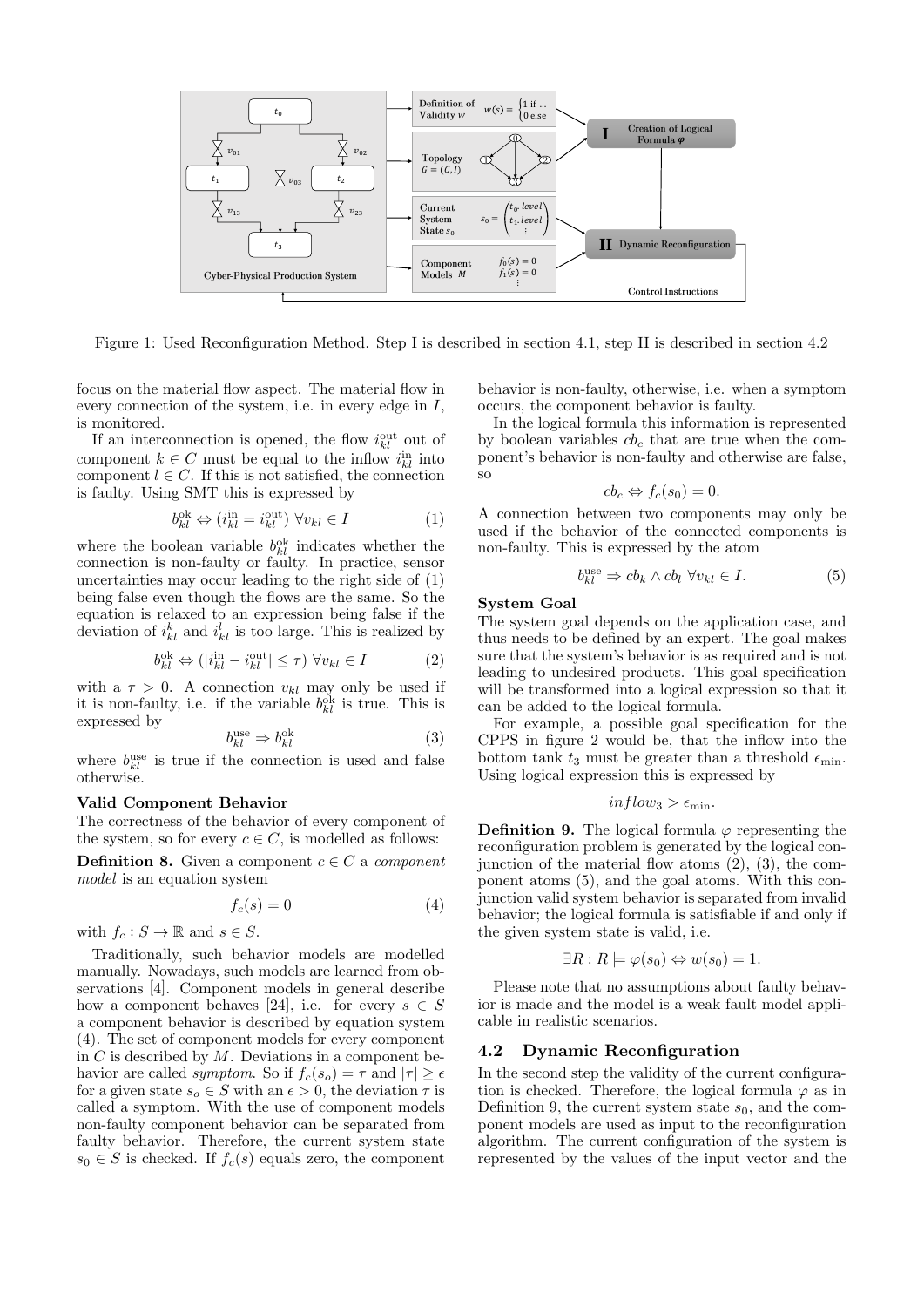Figure 1: Used Reconfiguration Method. Step I is described in section 4.1, step II is described in section 4.2

focus on the material flow aspect. The material flow in every connection of the system, i.e. in every edge in $I$, is monitored.

If an interconnection is opened, the flow $i_{kl}^{\text{out}}$ out of component $k \in C$ must be equal to the inflow $i_{kl}^{\text{in}}$ into component $l \in C$. If this is not satisfied, the connection is faulty. Using SMT this is expressed by

$$b_{kl}^{\text{ok}} \Leftrightarrow (i_{kl}^{\text{in}} = i_{kl}^{\text{out}}) \ \forall v_{kl} \in I \tag{1}$$

where the boolean variable $b_{kl}^{\text{ok}}$ indicates whether the connection is non-faulty or faulty. In practice, sensor uncertainties may occur leading to the right side of (1) being false even though the flows are the same. So the equation is relaxed to an expression being false if the deviation of $i_{kl}^{k}$ and $i_{kl}^{l}$ is too large. This is realized by

$$b_{kl}^{\text{ok}} \Leftrightarrow (|i_{kl}^{\text{in}} - i_{kl}^{\text{out}}| \leq \tau) \ \forall v_{kl} \in I \tag{2}$$

with a $\tau > 0$. A connection $v_{kl}$ may only be used if it is non-faulty, i.e. if the variable $b_{kl}^{\text{ok}}$ is true. This is expressed by

$$b_{kl}^{\text{use}} \Rightarrow b_{kl}^{\text{ok}} \tag{3}$$

where $b_{kl}^{\text{use}}$ is true if the connection is used and false otherwise.

**Valid Component Behavior**

The correctness of the behavior of every component of the system, so for every $c \in C$, is modelled as follows:

**Definition 8.** Given a component $c \in C$ a *component model* is an equation system

$$f_c(s) = 0 \tag{4}$$

with $f_c : S \to \mathbb{R}$ and $s \in S$.

Traditionally, such behavior models are modelled manually. Nowadays, such models are learned from observations [4]. Component models in general describe how a component behaves [24], i.e. for every $s \in S$ a component behavior is described by equation system (4). The set of component models for every component in $C$ is described by $M$. Deviations in a component behavior are called *symptom*. So if $f_c(s_o) = \tau$ and $|\tau| \geq \epsilon$ for a given state $s_o \in S$ with an $\epsilon > 0$, the deviation $\tau$ is called a symptom. With the use of component models non-faulty component behavior can be separated from faulty behavior. Therefore, the current system state $s_0 \in S$ is checked. If $f_c(s)$ equals zero, the component behavior is non-faulty, otherwise, i.e. when a symptom occurs, the component behavior is faulty.

In the logical formula this information is represented by boolean variables $cb_c$ that are true when the component's behavior is non-faulty and otherwise are false, so

$$cb_c \Leftrightarrow f_c(s_0) = 0.$$

A connection between two components may only be used if the behavior of the connected components is non-faulty. This is expressed by the atom

$$b_{kl}^{\text{use}} \Rightarrow cb_k \wedge cb_l \ \forall v_{kl} \in I. \tag{5}$$

**System Goal**

The system goal depends on the application case, and thus needs to be defined by an expert. The goal makes sure that the system's behavior is as required and is not leading to undesired products. This goal specification will be transformed into a logical expression so that it can be added to the logical formula.

For example, a possible goal specification for the CPPS in figure 2 would be, that the inflow into the bottom tank $t_3$ must be greater than a threshold $\epsilon_{\min}$. Using logical expression this is expressed by

$$inflow_3 > \epsilon_{\min}.$$

**Definition 9.** The logical formula $\varphi$ representing the reconfiguration problem is generated by the logical conjunction of the material flow atoms (2), (3), the component atoms (5), and the goal atoms. With this conjunction valid system behavior is separated from invalid behavior; the logical formula is satisfiable if and only if the given system state is valid, i.e.

$$\exists R : R \models \varphi(s_0) \Leftrightarrow w(s_0) = 1.$$

Please note that no assumptions about faulty behavior is made and the model is a weak fault model applicable in realistic scenarios.

## 4.2 Dynamic Reconfiguration

In the second step the validity of the current configuration is checked. Therefore, the logical formula $\varphi$ as in Definition 9, the current system state $s_0$, and the component models are used as input to the reconfiguration algorithm. The current configuration of the system is represented by the values of the input vector and the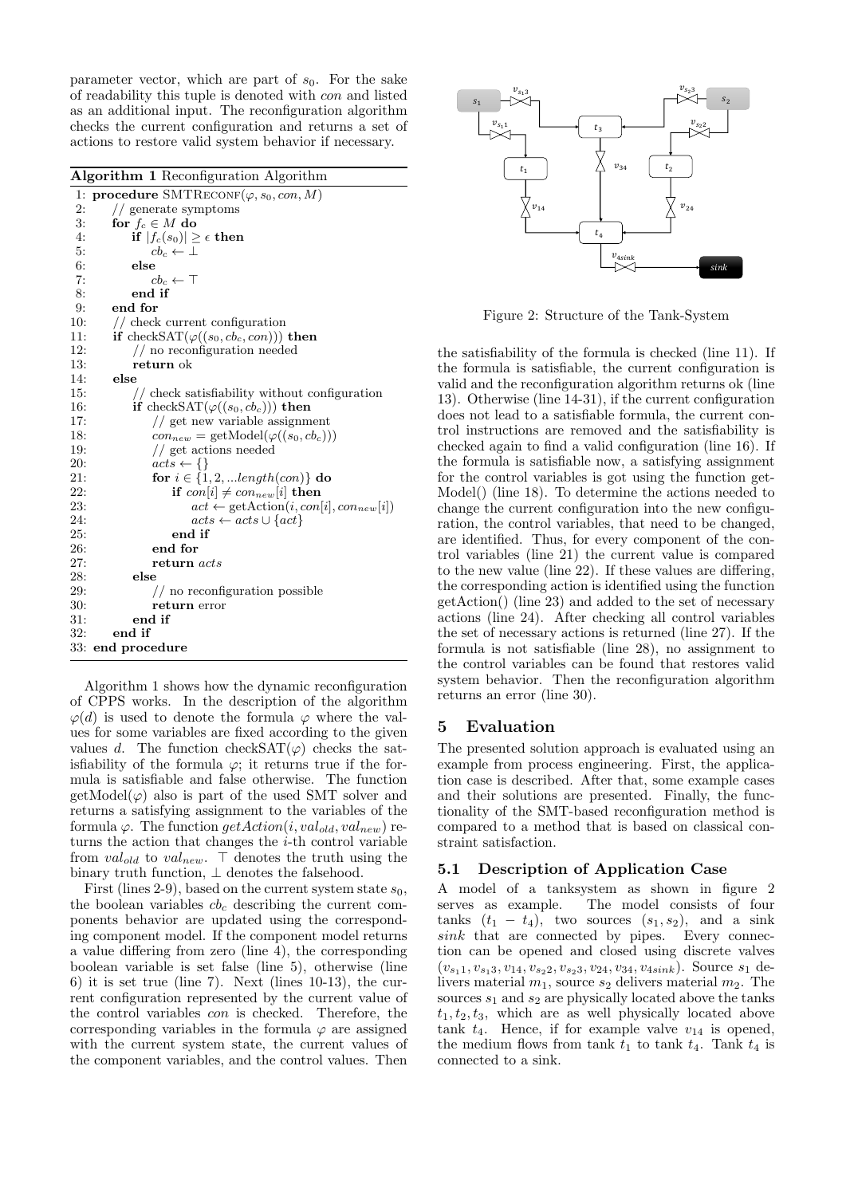parameter vector, which are part of $s_0$. For the sake of readability this tuple is denoted with *con* and listed as an additional input. The reconfiguration algorithm checks the current configuration and returns a set of actions to restore valid system behavior if necessary.

**Algorithm 1** Reconfiguration Algorithm

```
 1: procedure SMTReconf(φ, s_0, con, M)
 2:     // generate symptoms
 3:     for f_c ∈ M do
 4:         if |f_c(s_0)| ≥ ϵ then
 5:             cb_c ← ⊥
 6:         else
 7:             cb_c ← ⊤
 8:         end if
 9:     end for
10:     // check current configuration
11:     if checkSAT(φ((s_0, cb_c, con))) then
12:         // no reconfiguration needed
13:         return ok
14:     else
15:         // check satisfiability without configuration
16:         if checkSAT(φ((s_0, cb_c))) then
17:             // get new variable assignment
18:             con_new = getModel(φ((s_0, cb_c)))
19:             // get actions needed
20:             acts ← {}
21:             for i ∈ {1, 2, ...length(con)} do
22:                 if con[i] ≠ con_new[i] then
23:                     act ← getAction(i, con[i], con_new[i])
24:                     acts ← acts ∪ {act}
25:                 end if
26:             end for
27:             return acts
28:         else
29:             // no reconfiguration possible
30:             return error
31:         end if
32:     end if
33: end procedure
```

Algorithm 1 shows how the dynamic reconfiguration of CPPS works. In the description of the algorithm $\varphi(d)$ is used to denote the formula $\varphi$ where the values for some variables are fixed according to the given values $d$. The function checkSAT($\varphi$) checks the satisfiability of the formula $\varphi$; it returns true if the formula is satisfiable and false otherwise. The function getModel($\varphi$) also is part of the used SMT solver and returns a satisfying assignment to the variables of the formula $\varphi$. The function $getAction(i, val_{old}, val_{new})$ returns the action that changes the $i$-th control variable from $val_{old}$ to $val_{new}$. $\top$ denotes the truth using the binary truth function, $\bot$ denotes the falsehood.

First (lines 2-9), based on the current system state $s_0$, the boolean variables $cb_c$ describing the current components behavior are updated using the corresponding component model. If the component model returns a value differing from zero (line 4), the corresponding boolean variable is set false (line 5), otherwise (line 6) it is set true (line 7). Next (lines 10-13), the current configuration represented by the current value of the control variables *con* is checked. Therefore, the corresponding variables in the formula $\varphi$ are assigned with the current system state, the current values of the component variables, and the control values. Then the satisfiability of the formula is checked (line 11). If the formula is satisfiable, the current configuration is valid and the reconfiguration algorithm returns ok (line 13). Otherwise (line 14-31), if the current configuration does not lead to a satisfiable formula, the current control instructions are removed and the satisfiability is checked again to find a valid configuration (line 16). If the formula is satisfiable now, a satisfying assignment for the control variables is got using the function getModel() (line 18). To determine the actions needed to change the current configuration into the new configuration, the control variables, that need to be changed, are identified. Thus, for every component of the control variables (line 21) the current value is compared to the new value (line 22). If these values are differing, the corresponding action is identified using the function getAction() (line 23) and added to the set of necessary actions (line 24). After checking all control variables the set of necessary actions is returned (line 27). If the formula is not satisfiable (line 28), no assignment to the control variables can be found that restores valid system behavior. Then the reconfiguration algorithm returns an error (line 30).

Figure 2: Structure of the Tank-System

## 5 Evaluation

The presented solution approach is evaluated using an example from process engineering. First, the application case is described. After that, some example cases and their solutions are presented. Finally, the functionality of the SMT-based reconfiguration method is compared to a method that is based on classical constraint satisfaction.

### 5.1 Description of Application Case

A model of a tanksystem as shown in figure 2 serves as example. The model consists of four tanks ($t_1 - t_4$), two sources ($s_1, s_2$), and a sink *sink* that are connected by pipes. Every connection can be opened and closed using discrete valves ($v_{s_1 1}, v_{s_1 3}, v_{14}, v_{s_2 2}, v_{s_2 3}, v_{24}, v_{34}, v_{4sink}$). Source $s_1$ delivers material $m_1$, source $s_2$ delivers material $m_2$. The sources $s_1$ and $s_2$ are physically located above the tanks $t_1, t_2, t_3$, which are as well physically located above tank $t_4$. Hence, if for example valve $v_{14}$ is opened, the medium flows from tank $t_1$ to tank $t_4$. Tank $t_4$ is connected to a sink.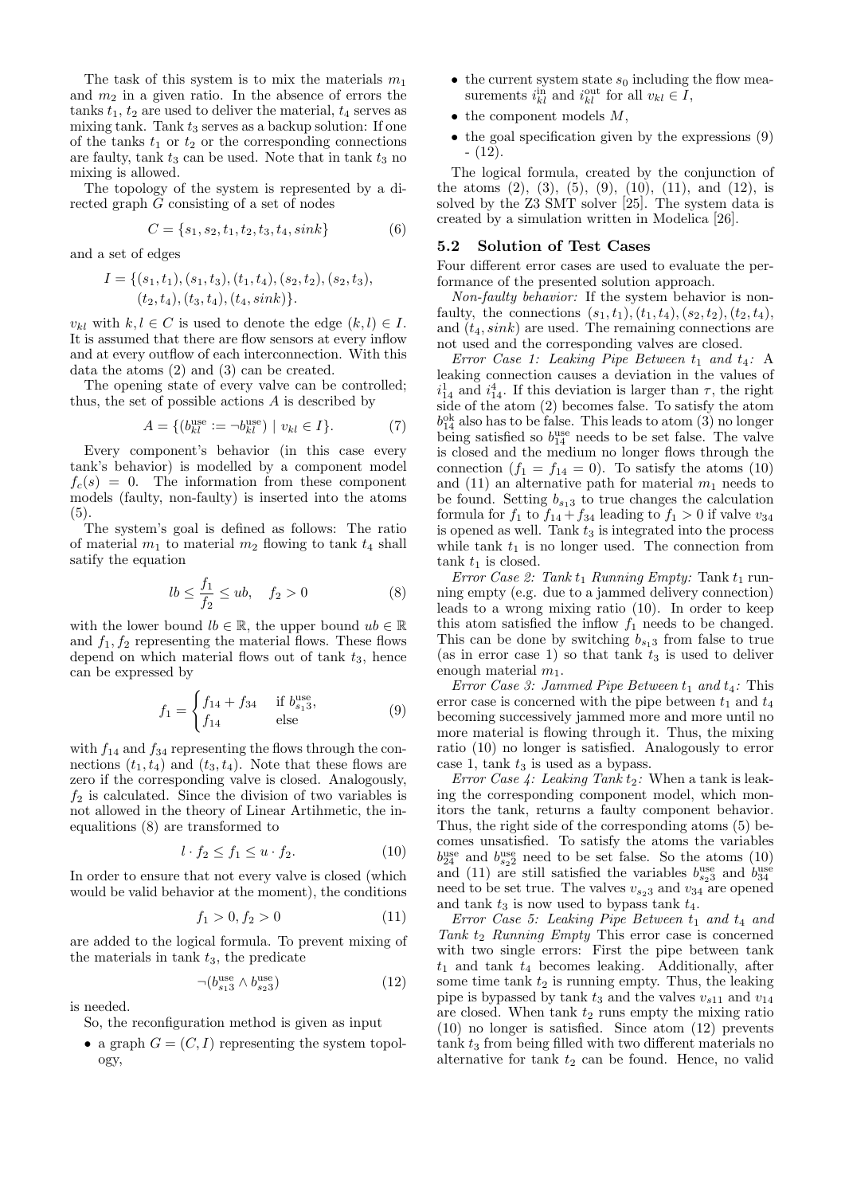The task of this system is to mix the materials $m_1$ and $m_2$ in a given ratio. In the absence of errors the tanks $t_1$, $t_2$ are used to deliver the material, $t_4$ serves as mixing tank. Tank $t_3$ serves as a backup solution: If one of the tanks $t_1$ or $t_2$ or the corresponding connections are faulty, tank $t_3$ can be used. Note that in tank $t_3$ no mixing is allowed.

The topology of the system is represented by a directed graph $G$ consisting of a set of nodes

$$C = \{s_1, s_2, t_1, t_2, t_3, t_4, sink\} \tag{6}$$

and a set of edges

$$I = \{(s_1, t_1), (s_1, t_3), (t_1, t_4), (s_2, t_2), (s_2, t_3), (t_2, t_4), (t_3, t_4), (t_4, sink)\}.$$

$v_{kl}$ with $k, l \in C$ is used to denote the edge $(k, l) \in I$. It is assumed that there are flow sensors at every inflow and at every outflow of each interconnection. With this data the atoms (2) and (3) can be created.

The opening state of every valve can be controlled; thus, the set of possible actions $A$ is described by

$$A = \{(b_{kl}^{\text{use}} := \neg b_{kl}^{\text{use}}) \mid v_{kl} \in I\}. \tag{7}$$

Every component's behavior (in this case every tank's behavior) is modelled by a component model $f_c(s) = 0$. The information from these component models (faulty, non-faulty) is inserted into the atoms (5).

The system's goal is defined as follows: The ratio of material $m_1$ to material $m_2$ flowing to tank $t_4$ shall satisfy the equation

$$lb \leq \frac{f_1}{f_2} \leq ub, \quad f_2 > 0 \tag{8}$$

with the lower bound $lb \in \mathbb{R}$, the upper bound $ub \in \mathbb{R}$ and $f_1, f_2$ representing the material flows. These flows depend on which material flows out of tank $t_3$, hence can be expressed by

$$f_1 = \begin{cases} f_{14} + f_{34} & \text{if } b_{s_13}^{\text{use}}, \\ f_{14} & \text{else} \end{cases} \tag{9}$$

with $f_{14}$ and $f_{34}$ representing the flows through the connections $(t_1, t_4)$ and $(t_3, t_4)$. Note that these flows are zero if the corresponding valve is closed. Analogously, $f_2$ is calculated. Since the division of two variables is not allowed in the theory of Linear Artihmetic, the inequalitions (8) are transformed to

$$l \cdot f_2 \leq f_1 \leq u \cdot f_2. \tag{10}$$

In order to ensure that not every valve is closed (which would be valid behavior at the moment), the conditions

$$f_1 > 0, f_2 > 0 \tag{11}$$

are added to the logical formula. To prevent mixing of the materials in tank $t_3$, the predicate

$$\neg(b_{s_13}^{\text{use}} \wedge b_{s_23}^{\text{use}}) \tag{12}$$

is needed.

So, the reconfiguration method is given as input

- a graph $G = (C, I)$ representing the system topology,
- the current system state $s_0$ including the flow measurements $i_{kl}^{\text{in}}$ and $i_{kl}^{\text{out}}$ for all $v_{kl} \in I$,
- the component models $M$,
- the goal specification given by the expressions (9) - (12).

The logical formula, created by the conjunction of the atoms (2), (3), (5), (9), (10), (11), and (12), is solved by the Z3 SMT solver [25]. The system data is created by a simulation written in Modelica [26].

### 5.2 Solution of Test Cases

Four different error cases are used to evaluate the performance of the presented solution approach.

*Non-faulty behavior:* If the system behavior is non-faulty, the connections $(s_1, t_1), (t_1, t_4), (s_2, t_2), (t_2, t_4)$, and $(t_4, sink)$ are used. The remaining connections are not used and the corresponding valves are closed.

*Error Case 1: Leaking Pipe Between $t_1$ and $t_4$:* A leaking connection causes a deviation in the values of $i_{14}^1$ and $i_{14}^4$. If this deviation is larger than $\tau$, the right side of the atom (2) becomes false. To satisfy the atom $b_{14}^{\text{ok}}$ also has to be false. This leads to atom (3) no longer being satisfied so $b_{14}^{\text{use}}$ needs to be set false. The valve is closed and the medium no longer flows through the connection ($f_1 = f_{14} = 0$). To satisfy the atoms (10) and (11) an alternative path for material $m_1$ needs to be found. Setting $b_{s_13}$ to true changes the calculation formula for $f_1$ to $f_{14} + f_{34}$ leading to $f_1 > 0$ if valve $v_{34}$ is opened as well. Tank $t_3$ is integrated into the process while tank $t_1$ is no longer used. The connection from tank $t_1$ is closed.

*Error Case 2: Tank $t_1$ Running Empty:* Tank $t_1$ running empty (e.g. due to a jammed delivery connection) leads to a wrong mixing ratio (10). In order to keep this atom satisfied the inflow $f_1$ needs to be changed. This can be done by switching $b_{s_13}$ from false to true (as in error case 1) so that tank $t_3$ is used to deliver enough material $m_1$.

*Error Case 3: Jammed Pipe Between $t_1$ and $t_4$:* This error case is concerned with the pipe between $t_1$ and $t_4$ becoming successively jammed more and more until no more material is flowing through it. Thus, the mixing ratio (10) no longer is satisfied. Analogously to error case 1, tank $t_3$ is used as a bypass.

*Error Case 4: Leaking Tank $t_2$:* When a tank is leaking the corresponding component model, which monitors the tank, returns a faulty component behavior. Thus, the right side of the corresponding atoms (5) becomes unsatisfied. To satisfy the atoms the variables $b_{24}^{\text{use}}$ and $b_{s_22}^{\text{use}}$ need to be set false. So the atoms (10) and (11) are still satisfied the variables $b_{s_23}^{\text{use}}$ and $b_{34}^{\text{use}}$ need to be set true. The valves $v_{s_23}$ and $v_{34}$ are opened and tank $t_3$ is now used to bypass tank $t_4$.

*Error Case 5: Leaking Pipe Between $t_1$ and $t_4$ and Tank $t_2$ Running Empty* This error case is concerned with two single errors: First the pipe between tank $t_1$ and tank $t_4$ becomes leaking. Additionally, after some time tank $t_2$ is running empty. Thus, the leaking pipe is bypassed by tank $t_3$ and the valves $v_{s11}$ and $v_{14}$ are closed. When tank $t_2$ runs empty the mixing ratio (10) no longer is satisfied. Since atom (12) prevents tank $t_3$ from being filled with two different materials no alternative for tank $t_2$ can be found. Hence, no valid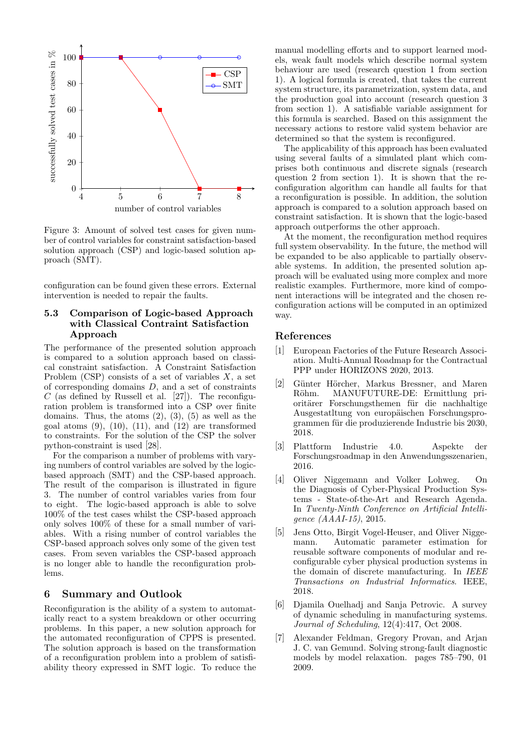Figure 3: Amount of solved test cases for given number of control variables for constraint satisfaction-based solution approach (CSP) and logic-based solution approach (SMT).

configuration can be found given these errors. External intervention is needed to repair the faults.

### 5.3 Comparison of Logic-based Approach with Classical Contraint Satisfaction Approach

The performance of the presented solution approach is compared to a solution approach based on classical constraint satisfaction. A Constraint Satisfaction Problem (CSP) consists of a set of variables $X$, a set of corresponding domains $D$, and a set of constraints $C$ (as defined by Russell et al. [27]). The reconfiguration problem is transformed into a CSP over finite domains. Thus, the atoms (2), (3), (5) as well as the goal atoms (9), (10), (11), and (12) are transformed to constraints. For the solution of the CSP the solver python-constraint is used [28].

For the comparison a number of problems with varying numbers of control variables are solved by the logic-based approach (SMT) and the CSP-based approach. The result of the comparison is illustrated in figure 3. The number of control variables varies from four to eight. The logic-based approach is able to solve 100% of the test cases whilst the CSP-based approach only solves 100% of these for a small number of variables. With a rising number of control variables the CSP-based approach solves only some of the given test cases. From seven variables the CSP-based approach is no longer able to handle the reconfiguration problems.

## 6 Summary and Outlook

Reconfiguration is the ability of a system to automatically react to a system breakdown or other occurring problems. In this paper, a new solution approach for the automated reconfiguration of CPPS is presented. The solution approach is based on the transformation of a reconfiguration problem into a problem of satisfiability theory expressed in SMT logic. To reduce the manual modelling efforts and to support learned models, weak fault models which describe normal system behaviour are used (research question 1 from section 1). A logical formula is created, that takes the current system structure, its parametrization, system data, and the production goal into account (research question 3 from section 1). A satisfiable variable assignment for this formula is searched. Based on this assignment the necessary actions to restore valid system behavior are determined so that the system is reconfigured.

The applicability of this approach has been evaluated using several faults of a simulated plant which comprises both continuous and discrete signals (research question 2 from section 1). It is shown that the reconfiguration algorithm can handle all faults for that a reconfiguration is possible. In addition, the solution approach is compared to a solution approach based on constraint satisfaction. It is shown that the logic-based approach outperforms the other approach.

At the moment, the reconfiguration method requires full system observability. In the future, the method will be expanded to be also applicable to partially observable systems. In addition, the presented solution approach will be evaluated using more complex and more realistic examples. Furthermore, more kind of component interactions will be integrated and the chosen reconfiguration actions will be computed in an optimized way.

## References

[1] European Factories of the Future Research Association. Multi-Annual Roadmap for the Contractual PPP under HORIZONS 2020, 2013.

[2] Günter Hörcher, Markus Bressner, and Maren Röhm. MANUFUTURE-DE: Ermittlung prioritärer Forschungsthemen für die nachhaltige Ausgestatltung von europäischen Forschungsprogrammen für die produzierende Industrie bis 2030, 2018.

[3] Plattform Industrie 4.0. Aspekte der Forschungsroadmap in den Anwendungsszenarien, 2016.

[4] Oliver Niggemann and Volker Lohweg. On the Diagnosis of Cyber-Physical Production Systems - State-of-the-Art and Research Agenda. In *Twenty-Ninth Conference on Artificial Intelligence (AAAI-15)*, 2015.

[5] Jens Otto, Birgit Vogel-Heuser, and Oliver Niggemann. Automatic parameter estimation for reusable software components of modular and reconfigurable cyber physical production systems in the domain of discrete manufacturing. In *IEEE Transactions on Industrial Informatics*. IEEE, 2018.

[6] Djamila Ouelhadj and Sanja Petrovic. A survey of dynamic scheduling in manufacturing systems. *Journal of Scheduling*, 12(4):417, Oct 2008.

[7] Alexander Feldman, Gregory Provan, and Arjan J. C. van Gemund. Solving strong-fault diagnostic models by model relaxation. pages 785–790, 01 2009.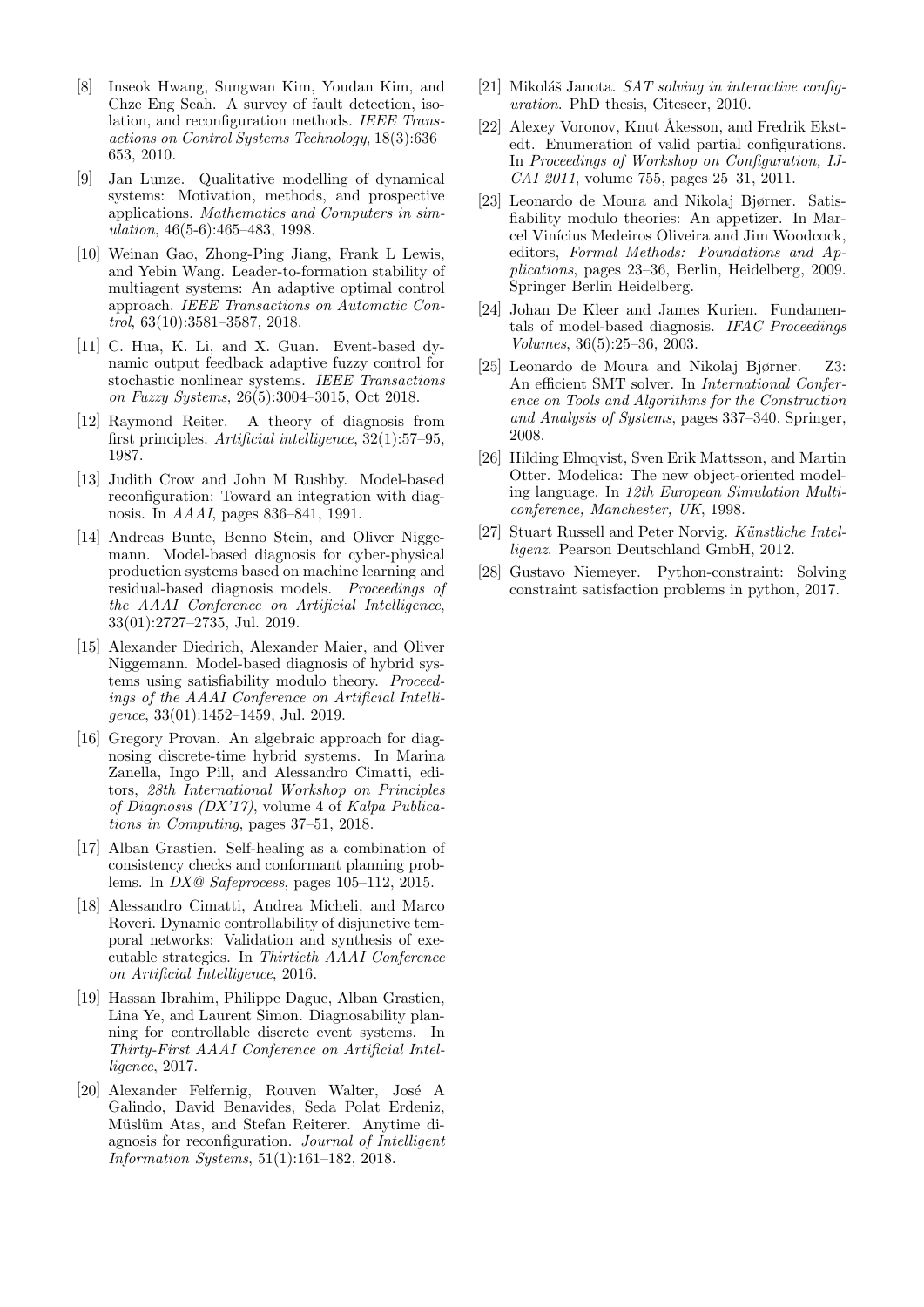[8] Inseok Hwang, Sungwan Kim, Youdan Kim, and Chze Eng Seah. A survey of fault detection, isolation, and reconfiguration methods. *IEEE Transactions on Control Systems Technology*, 18(3):636–653, 2010.

[9] Jan Lunze. Qualitative modelling of dynamical systems: Motivation, methods, and prospective applications. *Mathematics and Computers in simulation*, 46(5-6):465–483, 1998.

[10] Weinan Gao, Zhong-Ping Jiang, Frank L Lewis, and Yebin Wang. Leader-to-formation stability of multiagent systems: An adaptive optimal control approach. *IEEE Transactions on Automatic Control*, 63(10):3581–3587, 2018.

[11] C. Hua, K. Li, and X. Guan. Event-based dynamic output feedback adaptive fuzzy control for stochastic nonlinear systems. *IEEE Transactions on Fuzzy Systems*, 26(5):3004–3015, Oct 2018.

[12] Raymond Reiter. A theory of diagnosis from first principles. *Artificial intelligence*, 32(1):57–95, 1987.

[13] Judith Crow and John M Rushby. Model-based reconfiguration: Toward an integration with diagnosis. In *AAAI*, pages 836–841, 1991.

[14] Andreas Bunte, Benno Stein, and Oliver Niggemann. Model-based diagnosis for cyber-physical production systems based on machine learning and residual-based diagnosis models. *Proceedings of the AAAI Conference on Artificial Intelligence*, 33(01):2727–2735, Jul. 2019.

[15] Alexander Diedrich, Alexander Maier, and Oliver Niggemann. Model-based diagnosis of hybrid systems using satisfiability modulo theory. *Proceedings of the AAAI Conference on Artificial Intelligence*, 33(01):1452–1459, Jul. 2019.

[16] Gregory Provan. An algebraic approach for diagnosing discrete-time hybrid systems. In Marina Zanella, Ingo Pill, and Alessandro Cimatti, editors, *28th International Workshop on Principles of Diagnosis (DX'17)*, volume 4 of *Kalpa Publications in Computing*, pages 37–51, 2018.

[17] Alban Grastien. Self-healing as a combination of consistency checks and conformant planning problems. In *DX@ Safeprocess*, pages 105–112, 2015.

[18] Alessandro Cimatti, Andrea Micheli, and Marco Roveri. Dynamic controllability of disjunctive temporal networks: Validation and synthesis of executable strategies. In *Thirtieth AAAI Conference on Artificial Intelligence*, 2016.

[19] Hassan Ibrahim, Philippe Dague, Alban Grastien, Lina Ye, and Laurent Simon. Diagnosability planning for controllable discrete event systems. In *Thirty-First AAAI Conference on Artificial Intelligence*, 2017.

[20] Alexander Felfernig, Rouven Walter, José A Galindo, David Benavides, Seda Polat Erdeniz, Müslüm Atas, and Stefan Reiterer. Anytime diagnosis for reconfiguration. *Journal of Intelligent Information Systems*, 51(1):161–182, 2018.

[21] Mikoláš Janota. *SAT solving in interactive configuration*. PhD thesis, Citeseer, 2010.

[22] Alexey Voronov, Knut Åkesson, and Fredrik Ekstedt. Enumeration of valid partial configurations. In *Proceedings of Workshop on Configuration, IJCAI 2011*, volume 755, pages 25–31, 2011.

[23] Leonardo de Moura and Nikolaj Bjørner. Satisfiability modulo theories: An appetizer. In Marcel Vinícius Medeiros Oliveira and Jim Woodcock, editors, *Formal Methods: Foundations and Applications*, pages 23–36, Berlin, Heidelberg, 2009. Springer Berlin Heidelberg.

[24] Johan De Kleer and James Kurien. Fundamentals of model-based diagnosis. *IFAC Proceedings Volumes*, 36(5):25–36, 2003.

[25] Leonardo de Moura and Nikolaj Bjørner. Z3: An efficient SMT solver. In *International Conference on Tools and Algorithms for the Construction and Analysis of Systems*, pages 337–340. Springer, 2008.

[26] Hilding Elmqvist, Sven Erik Mattsson, and Martin Otter. Modelica: The new object-oriented modeling language. In *12th European Simulation Multiconference, Manchester, UK*, 1998.

[27] Stuart Russell and Peter Norvig. *Künstliche Intelligenz*. Pearson Deutschland GmbH, 2012.

[28] Gustavo Niemeyer. Python-constraint: Solving constraint satisfaction problems in python, 2017.